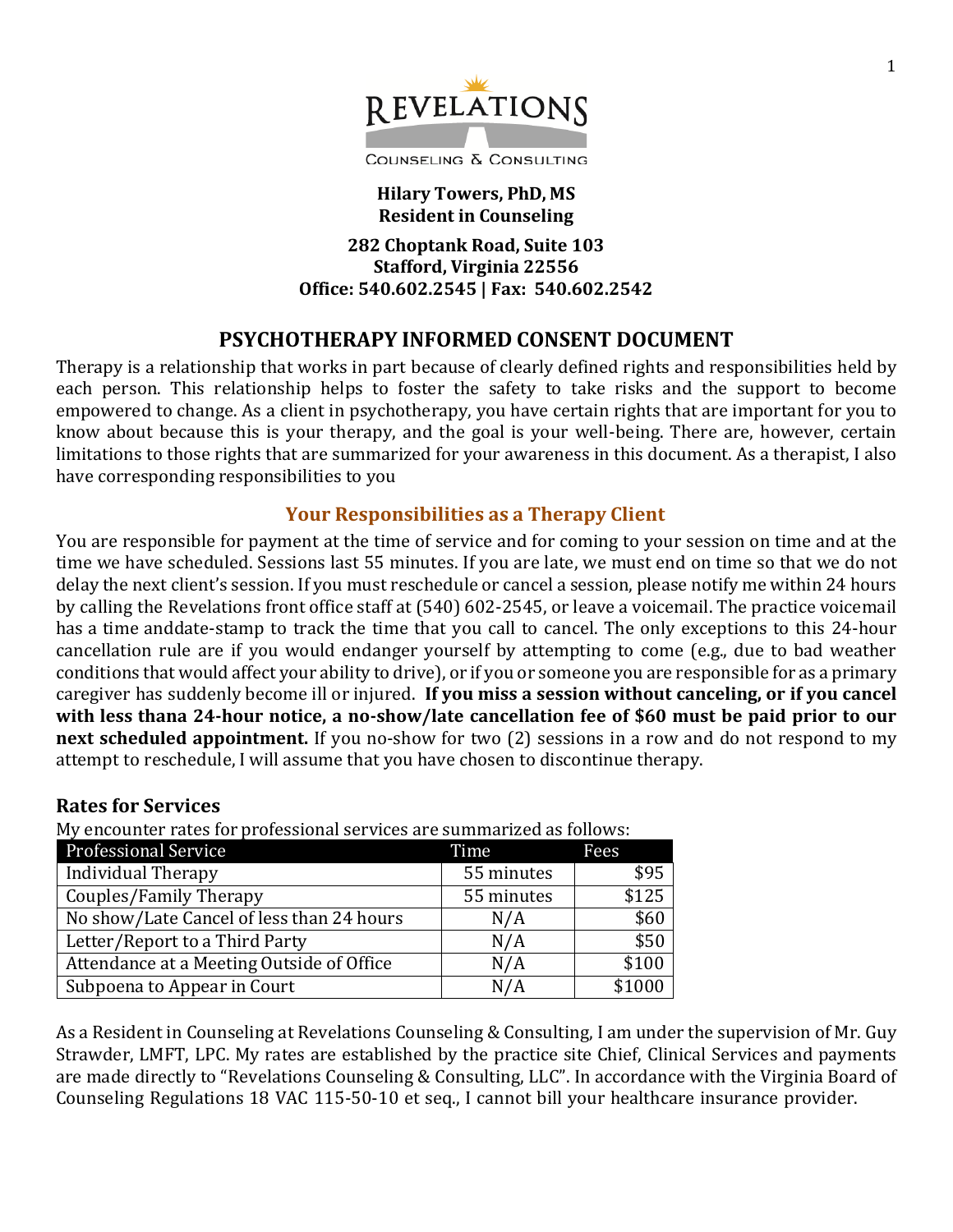**REVELATIONS**

COUNSELING & CONSULTING

**Hilary Towers, PhD, MS**
**Resident in Counseling**

**282 Choptank Road, Suite 103**
**Stafford, Virginia 22556**
**Office: 540.602.2545 | Fax: 540.602.2542**

# PSYCHOTHERAPY INFORMED CONSENT DOCUMENT

Therapy is a relationship that works in part because of clearly defined rights and responsibilities held by each person. This relationship helps to foster the safety to take risks and the support to become empowered to change. As a client in psychotherapy, you have certain rights that are important for you to know about because this is your therapy, and the goal is your well-being. There are, however, certain limitations to those rights that are summarized for your awareness in this document. As a therapist, I also have corresponding responsibilities to you

## Your Responsibilities as a Therapy Client

You are responsible for payment at the time of service and for coming to your session on time and at the time we have scheduled. Sessions last 55 minutes. If you are late, we must end on time so that we do not delay the next client's session. If you must reschedule or cancel a session, please notify me within 24 hours by calling the Revelations front office staff at (540) 602-2545, or leave a voicemail. The practice voicemail has a time anddate-stamp to track the time that you call to cancel. The only exceptions to this 24-hour cancellation rule are if you would endanger yourself by attempting to come (e.g., due to bad weather conditions that would affect your ability to drive), or if you or someone you are responsible for as a primary caregiver has suddenly become ill or injured. **If you miss a session without canceling, or if you cancel with less thana 24-hour notice, a no-show/late cancellation fee of $60 must be paid prior to our next scheduled appointment.** If you no-show for two (2) sessions in a row and do not respond to my attempt to reschedule, I will assume that you have chosen to discontinue therapy.

### Rates for Services

My encounter rates for professional services are summarized as follows:

| Professional Service | Time | Fees |
|---|---|---|
| Individual Therapy | 55 minutes | $95 |
| Couples/Family Therapy | 55 minutes | $125 |
| No show/Late Cancel of less than 24 hours | N/A | $60 |
| Letter/Report to a Third Party | N/A | $50 |
| Attendance at a Meeting Outside of Office | N/A | $100 |
| Subpoena to Appear in Court | N/A | $1000 |

As a Resident in Counseling at Revelations Counseling & Consulting, I am under the supervision of Mr. Guy Strawder, LMFT, LPC. My rates are established by the practice site Chief, Clinical Services and payments are made directly to "Revelations Counseling & Consulting, LLC". In accordance with the Virginia Board of Counseling Regulations 18 VAC 115-50-10 et seq., I cannot bill your healthcare insurance provider.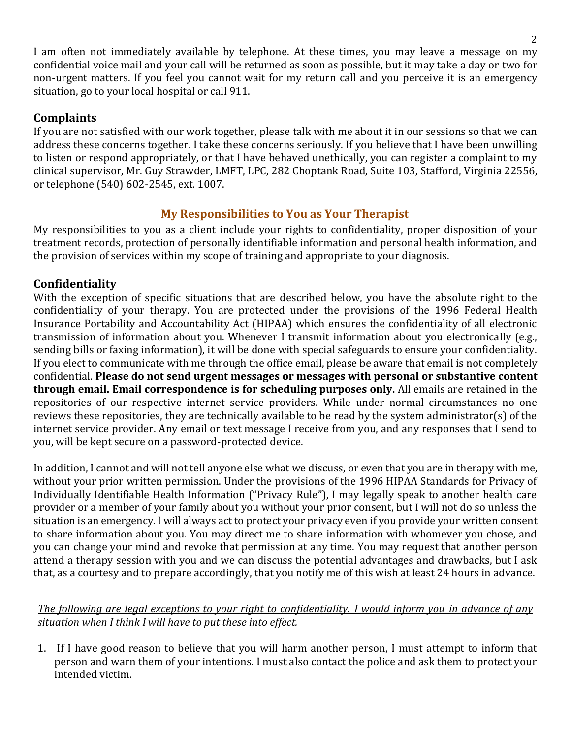I am often not immediately available by telephone. At these times, you may leave a message on my confidential voice mail and your call will be returned as soon as possible, but it may take a day or two for non-urgent matters. If you feel you cannot wait for my return call and you perceive it is an emergency situation, go to your local hospital or call 911.

### Complaints

If you are not satisfied with our work together, please talk with me about it in our sessions so that we can address these concerns together. I take these concerns seriously. If you believe that I have been unwilling to listen or respond appropriately, or that I have behaved unethically, you can register a complaint to my clinical supervisor, Mr. Guy Strawder, LMFT, LPC, 282 Choptank Road, Suite 103, Stafford, Virginia 22556, or telephone (540) 602-2545, ext. 1007.

## My Responsibilities to You as Your Therapist

My responsibilities to you as a client include your rights to confidentiality, proper disposition of your treatment records, protection of personally identifiable information and personal health information, and the provision of services within my scope of training and appropriate to your diagnosis.

### Confidentiality

With the exception of specific situations that are described below, you have the absolute right to the confidentiality of your therapy. You are protected under the provisions of the 1996 Federal Health Insurance Portability and Accountability Act (HIPAA) which ensures the confidentiality of all electronic transmission of information about you. Whenever I transmit information about you electronically (e.g., sending bills or faxing information), it will be done with special safeguards to ensure your confidentiality. If you elect to communicate with me through the office email, please be aware that email is not completely confidential. **Please do not send urgent messages or messages with personal or substantive content through email. Email correspondence is for scheduling purposes only.** All emails are retained in the repositories of our respective internet service providers. While under normal circumstances no one reviews these repositories, they are technically available to be read by the system administrator(s) of the internet service provider. Any email or text message I receive from you, and any responses that I send to you, will be kept secure on a password-protected device.

In addition, I cannot and will not tell anyone else what we discuss, or even that you are in therapy with me, without your prior written permission. Under the provisions of the 1996 HIPAA Standards for Privacy of Individually Identifiable Health Information ("Privacy Rule"), I may legally speak to another health care provider or a member of your family about you without your prior consent, but I will not do so unless the situation is an emergency. I will always act to protect your privacy even if you provide your written consent to share information about you. You may direct me to share information with whomever you chose, and you can change your mind and revoke that permission at any time. You may request that another person attend a therapy session with you and we can discuss the potential advantages and drawbacks, but I ask that, as a courtesy and to prepare accordingly, that you notify me of this wish at least 24 hours in advance.

*The following are legal exceptions to your right to confidentiality. I would inform you in advance of any situation when I think I will have to put these into effect.*

1. If I have good reason to believe that you will harm another person, I must attempt to inform that person and warn them of your intentions. I must also contact the police and ask them to protect your intended victim.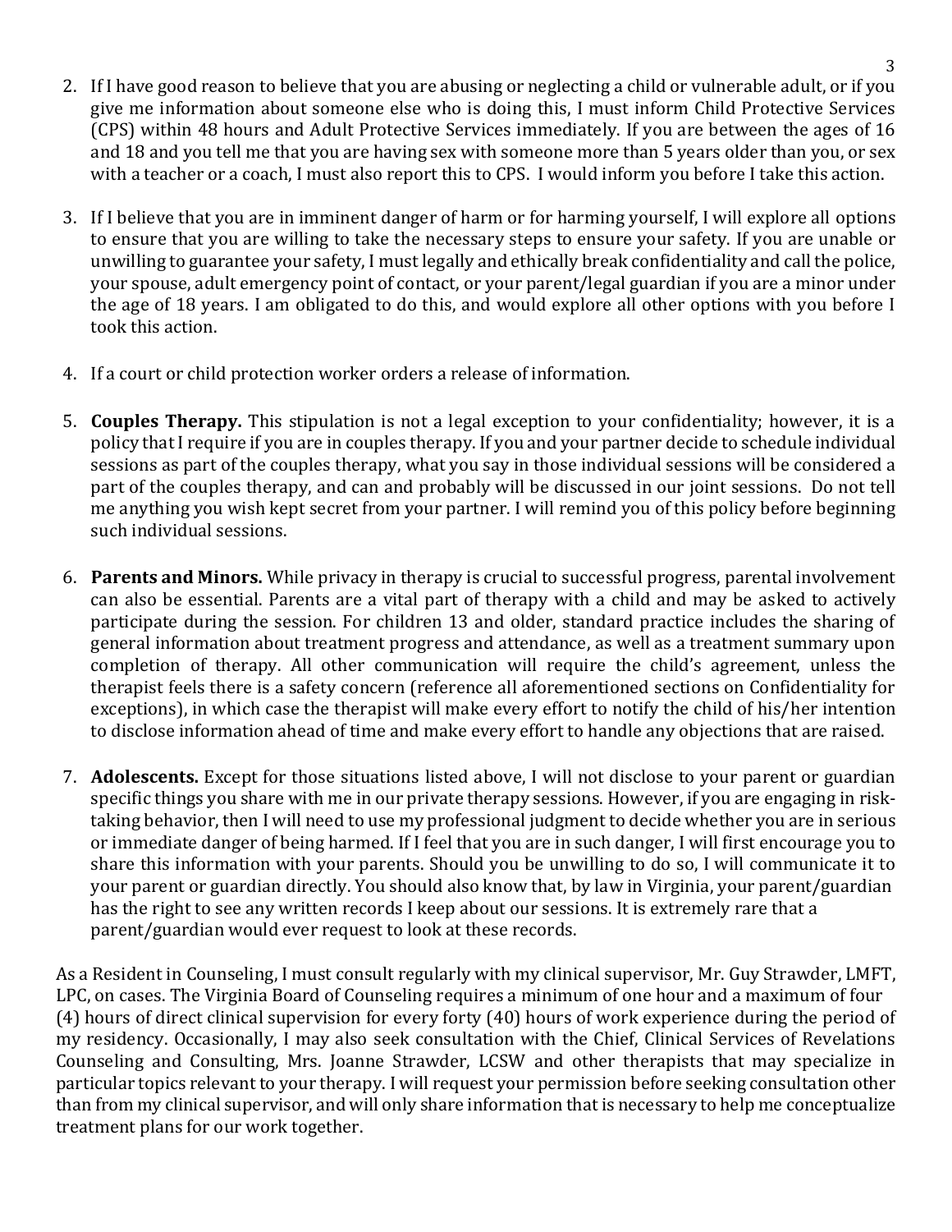2. If I have good reason to believe that you are abusing or neglecting a child or vulnerable adult, or if you give me information about someone else who is doing this, I must inform Child Protective Services (CPS) within 48 hours and Adult Protective Services immediately. If you are between the ages of 16 and 18 and you tell me that you are having sex with someone more than 5 years older than you, or sex with a teacher or a coach, I must also report this to CPS. I would inform you before I take this action.

3. If I believe that you are in imminent danger of harm or for harming yourself, I will explore all options to ensure that you are willing to take the necessary steps to ensure your safety. If you are unable or unwilling to guarantee your safety, I must legally and ethically break confidentiality and call the police, your spouse, adult emergency point of contact, or your parent/legal guardian if you are a minor under the age of 18 years. I am obligated to do this, and would explore all other options with you before I took this action.

4. If a court or child protection worker orders a release of information.

5. **Couples Therapy.** This stipulation is not a legal exception to your confidentiality; however, it is a policy that I require if you are in couples therapy. If you and your partner decide to schedule individual sessions as part of the couples therapy, what you say in those individual sessions will be considered a part of the couples therapy, and can and probably will be discussed in our joint sessions. Do not tell me anything you wish kept secret from your partner. I will remind you of this policy before beginning such individual sessions.

6. **Parents and Minors.** While privacy in therapy is crucial to successful progress, parental involvement can also be essential. Parents are a vital part of therapy with a child and may be asked to actively participate during the session. For children 13 and older, standard practice includes the sharing of general information about treatment progress and attendance, as well as a treatment summary upon completion of therapy. All other communication will require the child's agreement, unless the therapist feels there is a safety concern (reference all aforementioned sections on Confidentiality for exceptions), in which case the therapist will make every effort to notify the child of his/her intention to disclose information ahead of time and make every effort to handle any objections that are raised.

7. **Adolescents.** Except for those situations listed above, I will not disclose to your parent or guardian specific things you share with me in our private therapy sessions. However, if you are engaging in risk-taking behavior, then I will need to use my professional judgment to decide whether you are in serious or immediate danger of being harmed. If I feel that you are in such danger, I will first encourage you to share this information with your parents. Should you be unwilling to do so, I will communicate it to your parent or guardian directly. You should also know that, by law in Virginia, your parent/guardian has the right to see any written records I keep about our sessions. It is extremely rare that a parent/guardian would ever request to look at these records.

As a Resident in Counseling, I must consult regularly with my clinical supervisor, Mr. Guy Strawder, LMFT, LPC, on cases. The Virginia Board of Counseling requires a minimum of one hour and a maximum of four (4) hours of direct clinical supervision for every forty (40) hours of work experience during the period of my residency. Occasionally, I may also seek consultation with the Chief, Clinical Services of Revelations Counseling and Consulting, Mrs. Joanne Strawder, LCSW and other therapists that may specialize in particular topics relevant to your therapy. I will request your permission before seeking consultation other than from my clinical supervisor, and will only share information that is necessary to help me conceptualize treatment plans for our work together.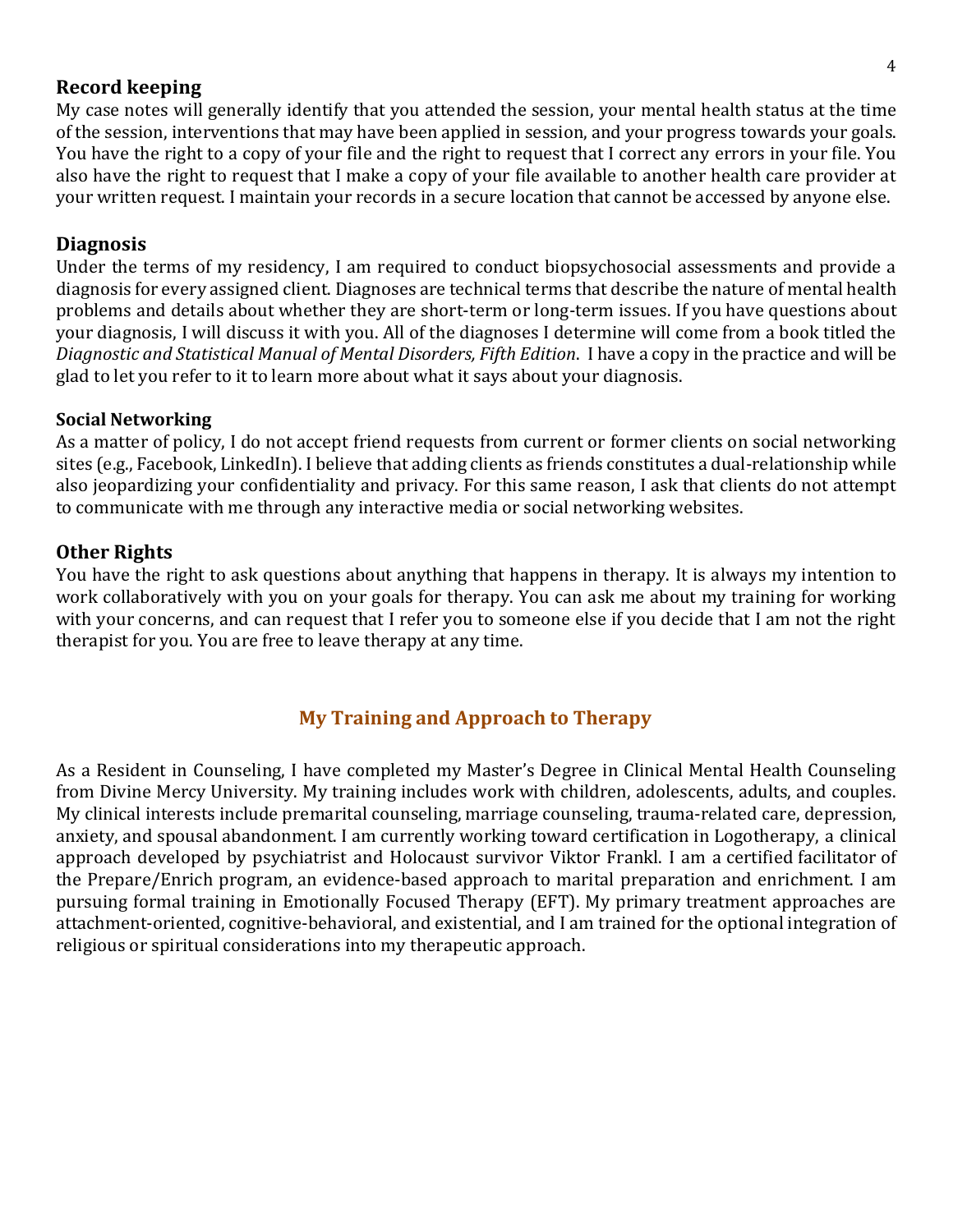## Record keeping

My case notes will generally identify that you attended the session, your mental health status at the time of the session, interventions that may have been applied in session, and your progress towards your goals. You have the right to a copy of your file and the right to request that I correct any errors in your file. You also have the right to request that I make a copy of your file available to another health care provider at your written request. I maintain your records in a secure location that cannot be accessed by anyone else.

## Diagnosis

Under the terms of my residency, I am required to conduct biopsychosocial assessments and provide a diagnosis for every assigned client. Diagnoses are technical terms that describe the nature of mental health problems and details about whether they are short-term or long-term issues. If you have questions about your diagnosis, I will discuss it with you. All of the diagnoses I determine will come from a book titled the *Diagnostic and Statistical Manual of Mental Disorders, Fifth Edition*. I have a copy in the practice and will be glad to let you refer to it to learn more about what it says about your diagnosis.

### Social Networking

As a matter of policy, I do not accept friend requests from current or former clients on social networking sites (e.g., Facebook, LinkedIn). I believe that adding clients as friends constitutes a dual-relationship while also jeopardizing your confidentiality and privacy. For this same reason, I ask that clients do not attempt to communicate with me through any interactive media or social networking websites.

## Other Rights

You have the right to ask questions about anything that happens in therapy. It is always my intention to work collaboratively with you on your goals for therapy. You can ask me about my training for working with your concerns, and can request that I refer you to someone else if you decide that I am not the right therapist for you. You are free to leave therapy at any time.

## My Training and Approach to Therapy

As a Resident in Counseling, I have completed my Master's Degree in Clinical Mental Health Counseling from Divine Mercy University. My training includes work with children, adolescents, adults, and couples. My clinical interests include premarital counseling, marriage counseling, trauma-related care, depression, anxiety, and spousal abandonment. I am currently working toward certification in Logotherapy, a clinical approach developed by psychiatrist and Holocaust survivor Viktor Frankl. I am a certified facilitator of the Prepare/Enrich program, an evidence-based approach to marital preparation and enrichment. I am pursuing formal training in Emotionally Focused Therapy (EFT). My primary treatment approaches are attachment-oriented, cognitive-behavioral, and existential, and I am trained for the optional integration of religious or spiritual considerations into my therapeutic approach.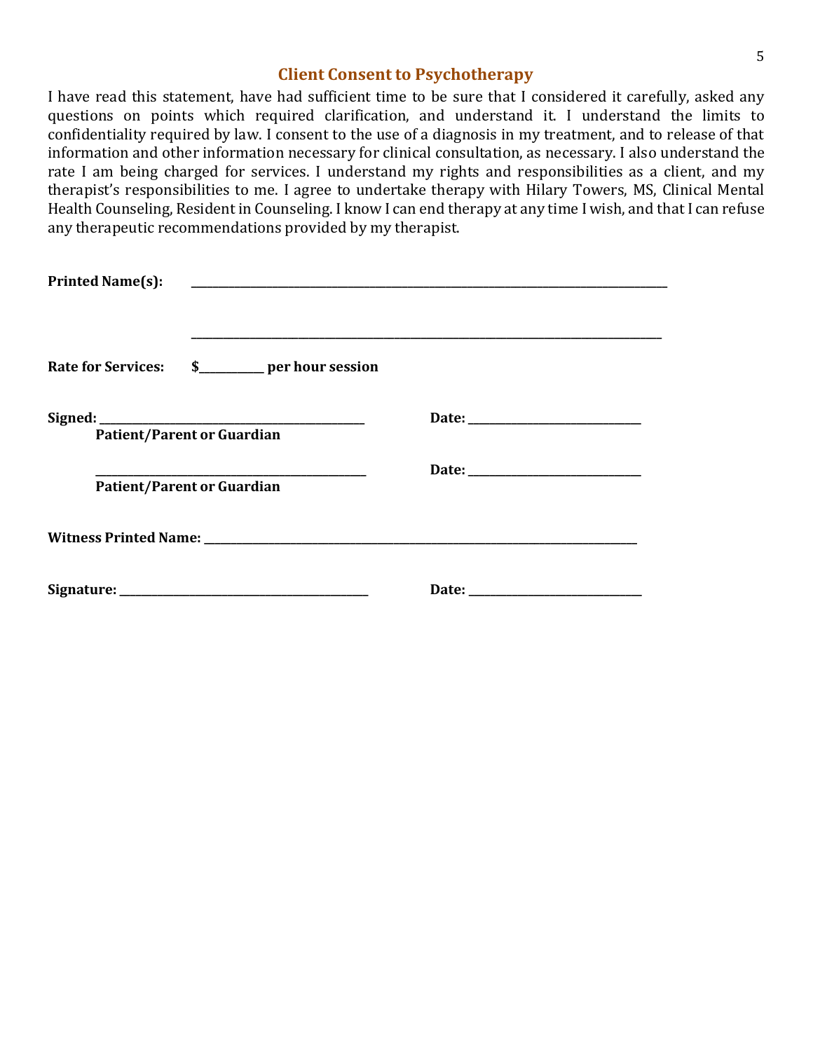## Client Consent to Psychotherapy

I have read this statement, have had sufficient time to be sure that I considered it carefully, asked any questions on points which required clarification, and understand it. I understand the limits to confidentiality required by law. I consent to the use of a diagnosis in my treatment, and to release of that information and other information necessary for clinical consultation, as necessary. I also understand the rate I am being charged for services. I understand my rights and responsibilities as a client, and my therapist's responsibilities to me. I agree to undertake therapy with Hilary Towers, MS, Clinical Mental Health Counseling, Resident in Counseling. I know I can end therapy at any time I wish, and that I can refuse any therapeutic recommendations provided by my therapist.

**Printed Name(s):** ______________________________________________

______________________________________________

**Rate for Services:** **$__________ per hour session**

**Signed:** ______________________________ **Date:** ____________________
**Patient/Parent or Guardian**

______________________________ **Date:** ____________________
**Patient/Parent or Guardian**

**Witness Printed Name:** ______________________________________________

**Signature:** ______________________________ **Date:** ____________________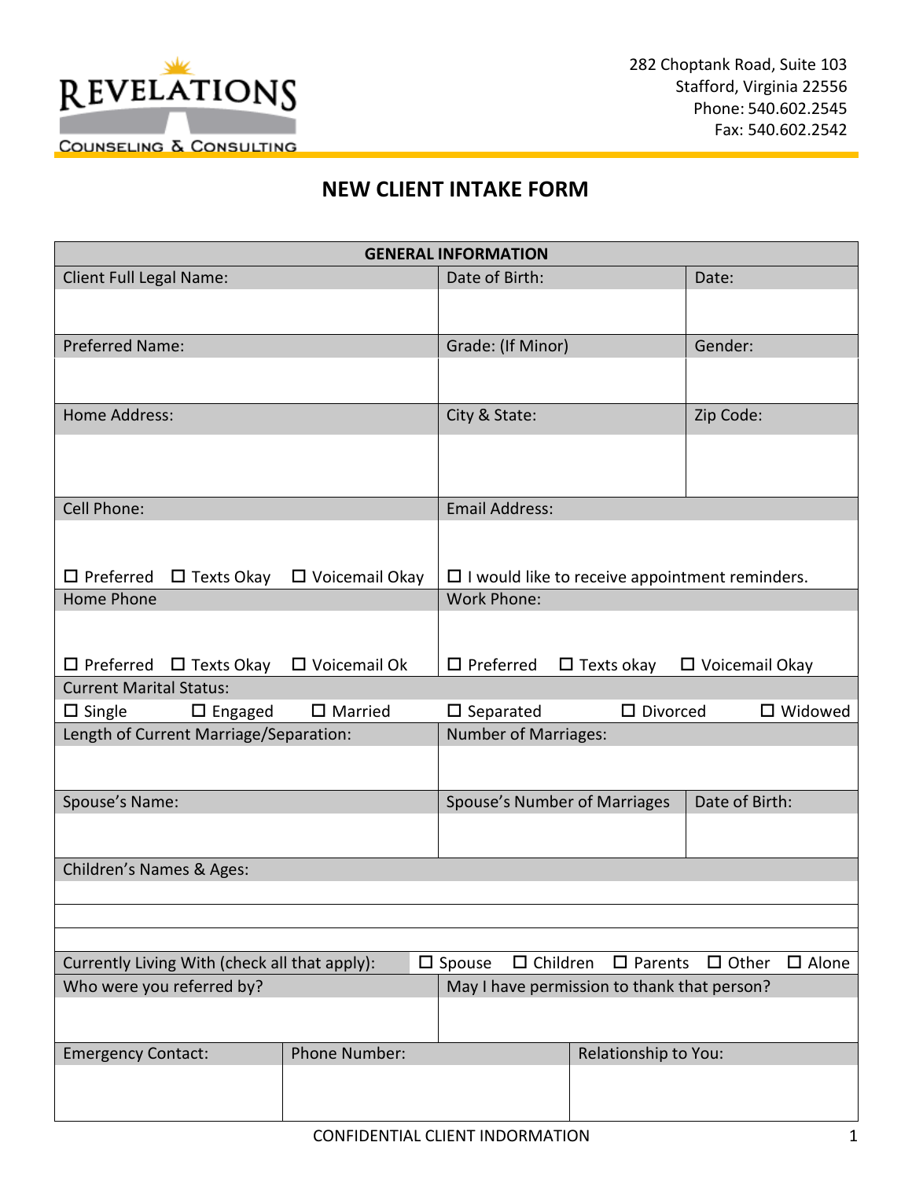**REVELATIONS**
COUNSELING & CONSULTING

282 Choptank Road, Suite 103
Stafford, Virginia 22556
Phone: 540.602.2545
Fax: 540.602.2542

# NEW CLIENT INTAKE FORM

| GENERAL INFORMATION | | |
|---|---|---|
| Client Full Legal Name: | Date of Birth: | Date: |
| Preferred Name: | Grade: (If Minor) | Gender: |
| Home Address: | City & State: | Zip Code: |
| Cell Phone: ☐ Preferred ☐ Texts Okay ☐ Voicemail Okay | Email Address: ☐ I would like to receive appointment reminders. | |
| Home Phone ☐ Preferred ☐ Texts Okay ☐ Voicemail Ok | Work Phone: ☐ Preferred ☐ Texts okay ☐ Voicemail Okay | |
| Current Marital Status: ☐ Single ☐ Engaged ☐ Married | ☐ Separated ☐ Divorced ☐ Widowed | |
| Length of Current Marriage/Separation: | Number of Marriages: | |
| Spouse's Name: | Spouse's Number of Marriages | Date of Birth: |
| Children's Names & Ages: | | |
| Currently Living With (check all that apply): | ☐ Spouse ☐ Children ☐ Parents ☐ Other ☐ Alone | |
| Who were you referred by? | May I have permission to thank that person? | |
| Emergency Contact: | Phone Number: | Relationship to You: |

CONFIDENTIAL CLIENT INDORMATION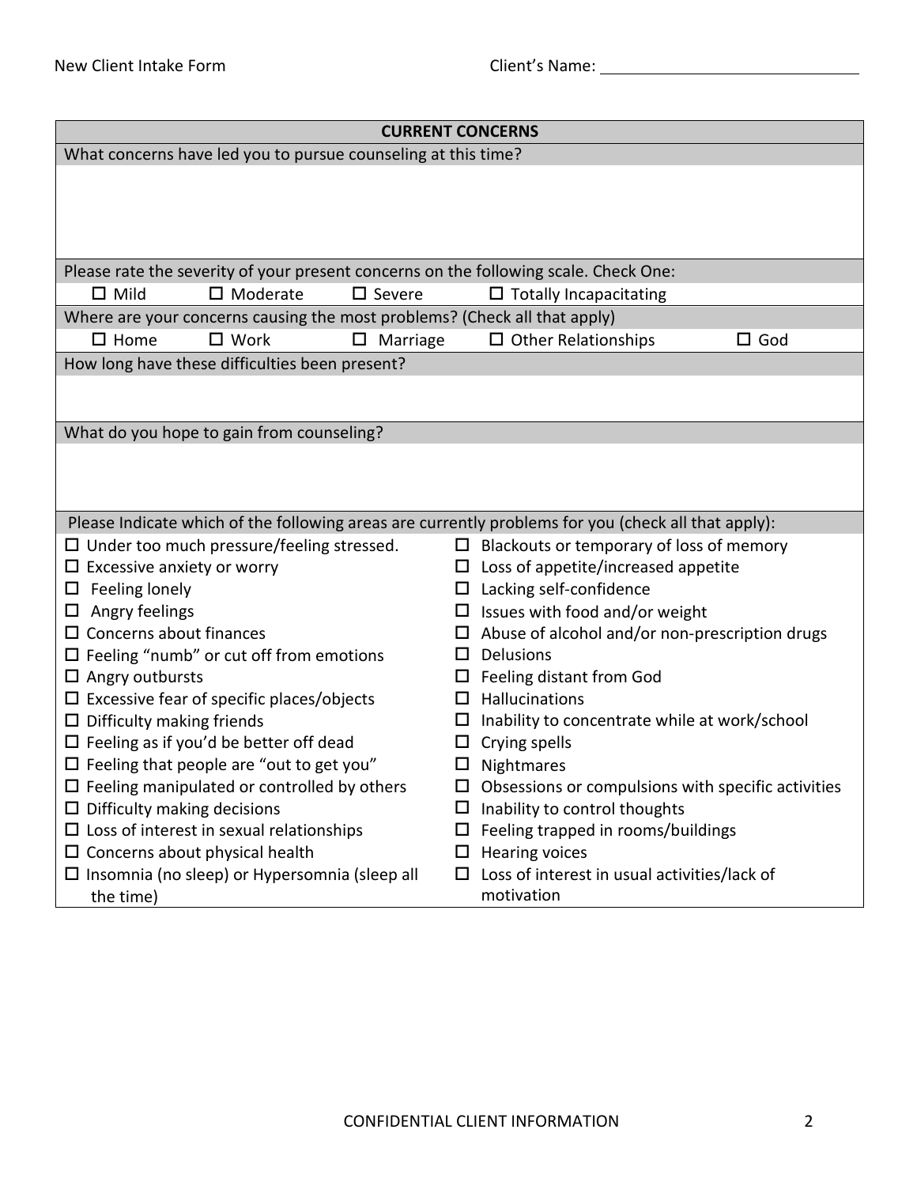New Client Intake Form — Client's Name: ______________________

## CURRENT CONCERNS

**What concerns have led you to pursue counseling at this time?**

&nbsp;

**Please rate the severity of your present concerns on the following scale. Check One:**

☐ Mild ☐ Moderate ☐ Severe ☐ Totally Incapacitating

**Where are your concerns causing the most problems? (Check all that apply)**

☐ Home ☐ Work ☐ Marriage ☐ Other Relationships ☐ God

**How long have these difficulties been present?**

&nbsp;

**What do you hope to gain from counseling?**

&nbsp;

**Please Indicate which of the following areas are currently problems for you (check all that apply):**

- ☐ Under too much pressure/feeling stressed.
- ☐ Excessive anxiety or worry
- ☐ Feeling lonely
- ☐ Angry feelings
- ☐ Concerns about finances
- ☐ Feeling "numb" or cut off from emotions
- ☐ Angry outbursts
- ☐ Excessive fear of specific places/objects
- ☐ Difficulty making friends
- ☐ Feeling as if you'd be better off dead
- ☐ Feeling that people are "out to get you"
- ☐ Feeling manipulated or controlled by others
- ☐ Difficulty making decisions
- ☐ Loss of interest in sexual relationships
- ☐ Concerns about physical health
- ☐ Insomnia (no sleep) or Hypersomnia (sleep all the time)
- ☐ Blackouts or temporary of loss of memory
- ☐ Loss of appetite/increased appetite
- ☐ Lacking self-confidence
- ☐ Issues with food and/or weight
- ☐ Abuse of alcohol and/or non-prescription drugs
- ☐ Delusions
- ☐ Feeling distant from God
- ☐ Hallucinations
- ☐ Inability to concentrate while at work/school
- ☐ Crying spells
- ☐ Nightmares
- ☐ Obsessions or compulsions with specific activities
- ☐ Inability to control thoughts
- ☐ Feeling trapped in rooms/buildings
- ☐ Hearing voices
- ☐ Loss of interest in usual activities/lack of motivation

CONFIDENTIAL CLIENT INFORMATION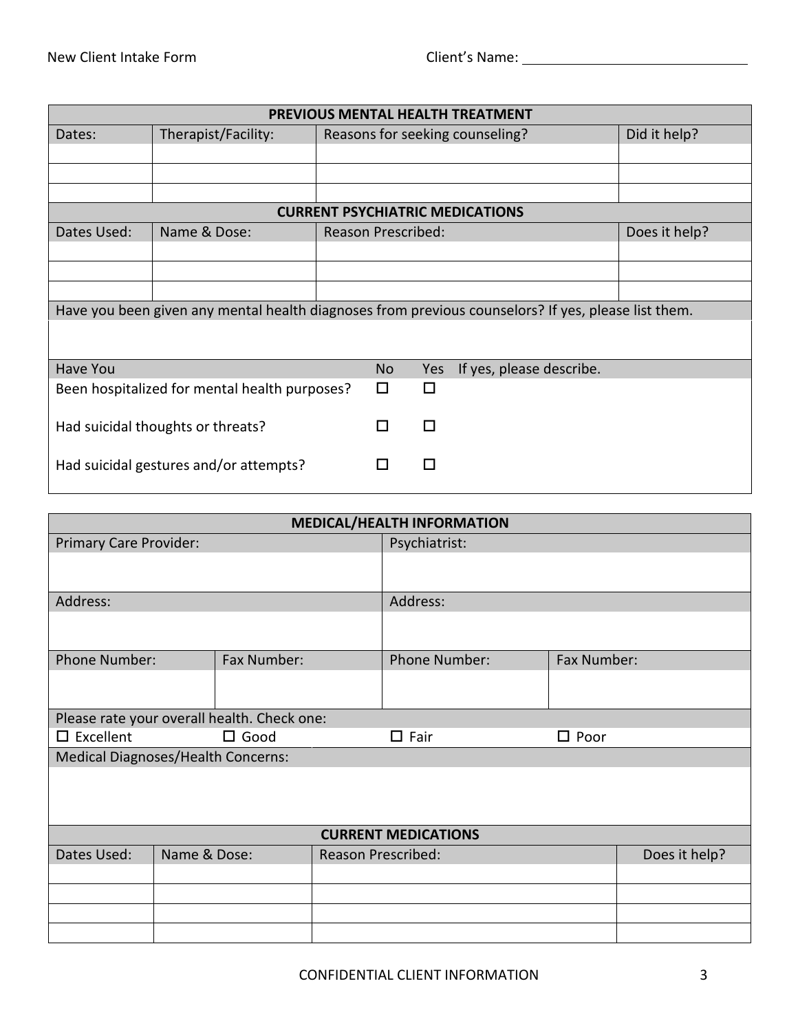New Client Intake Form Client's Name: ______________________________

| PREVIOUS MENTAL HEALTH TREATMENT | | | |
|---|---|---|---|
| Dates: | Therapist/Facility: | Reasons for seeking counseling? | Did it help? |
| | | | |
| | | | |
| | | | |

| CURRENT PSYCHIATRIC MEDICATIONS | | | |
|---|---|---|---|
| Dates Used: | Name & Dose: | Reason Prescribed: | Does it help? |
| | | | |
| | | | |
| | | | |

Have you been given any mental health diagnoses from previous counselors? If yes, please list them.

| Have You | No | Yes | If yes, please describe. |
|---|---|---|---|
| Been hospitalized for mental health purposes? | ☐ | ☐ | |
| Had suicidal thoughts or threats? | ☐ | ☐ | |
| Had suicidal gestures and/or attempts? | ☐ | ☐ | |

| MEDICAL/HEALTH INFORMATION | | | |
|---|---|---|---|
| Primary Care Provider: | | Psychiatrist: | |
| Address: | | Address: | |
| Phone Number: | Fax Number: | Phone Number: | Fax Number: |
| | | | |

Please rate your overall health. Check one:

☐ Excellent ☐ Good ☐ Fair ☐ Poor

Medical Diagnoses/Health Concerns:

| CURRENT MEDICATIONS | | | |
|---|---|---|---|
| Dates Used: | Name & Dose: | Reason Prescribed: | Does it help? |
| | | | |
| | | | |
| | | | |
| | | | |

CONFIDENTIAL CLIENT INFORMATION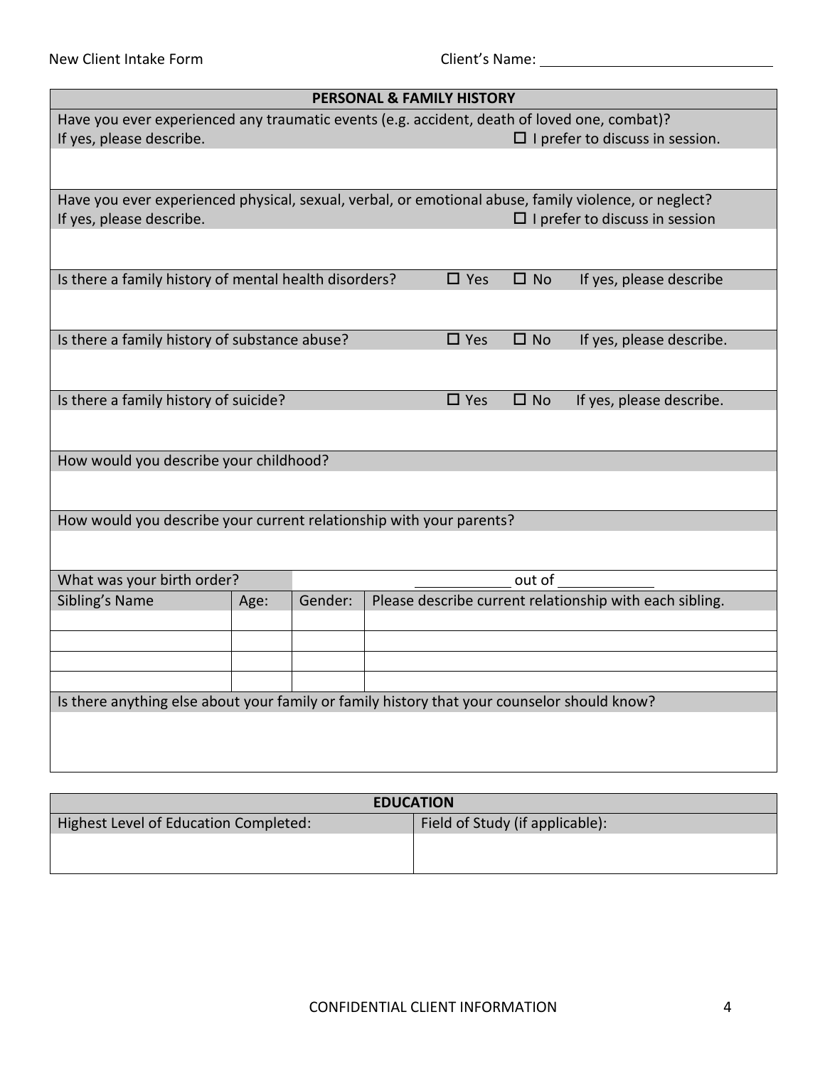New Client Intake Form

Client's Name: ______________________________

## PERSONAL & FAMILY HISTORY

Have you ever experienced any traumatic events (e.g. accident, death of loved one, combat)?
If yes, please describe. ☐ I prefer to discuss in session.

Have you ever experienced physical, sexual, verbal, or emotional abuse, family violence, or neglect?
If yes, please describe. ☐ I prefer to discuss in session

Is there a family history of mental health disorders? ☐ Yes ☐ No If yes, please describe

Is there a family history of substance abuse? ☐ Yes ☐ No If yes, please describe.

Is there a family history of suicide? ☐ Yes ☐ No If yes, please describe.

How would you describe your childhood?

How would you describe your current relationship with your parents?

What was your birth order? ____________ out of ____________

| Sibling's Name | Age: | Gender: | Please describe current relationship with each sibling. |
|---|---|---|---|
| | | | |
| | | | |
| | | | |
| | | | |

Is there anything else about your family or family history that your counselor should know?

## EDUCATION

| Highest Level of Education Completed: | Field of Study (if applicable): |
|---|---|
| | |

CONFIDENTIAL CLIENT INFORMATION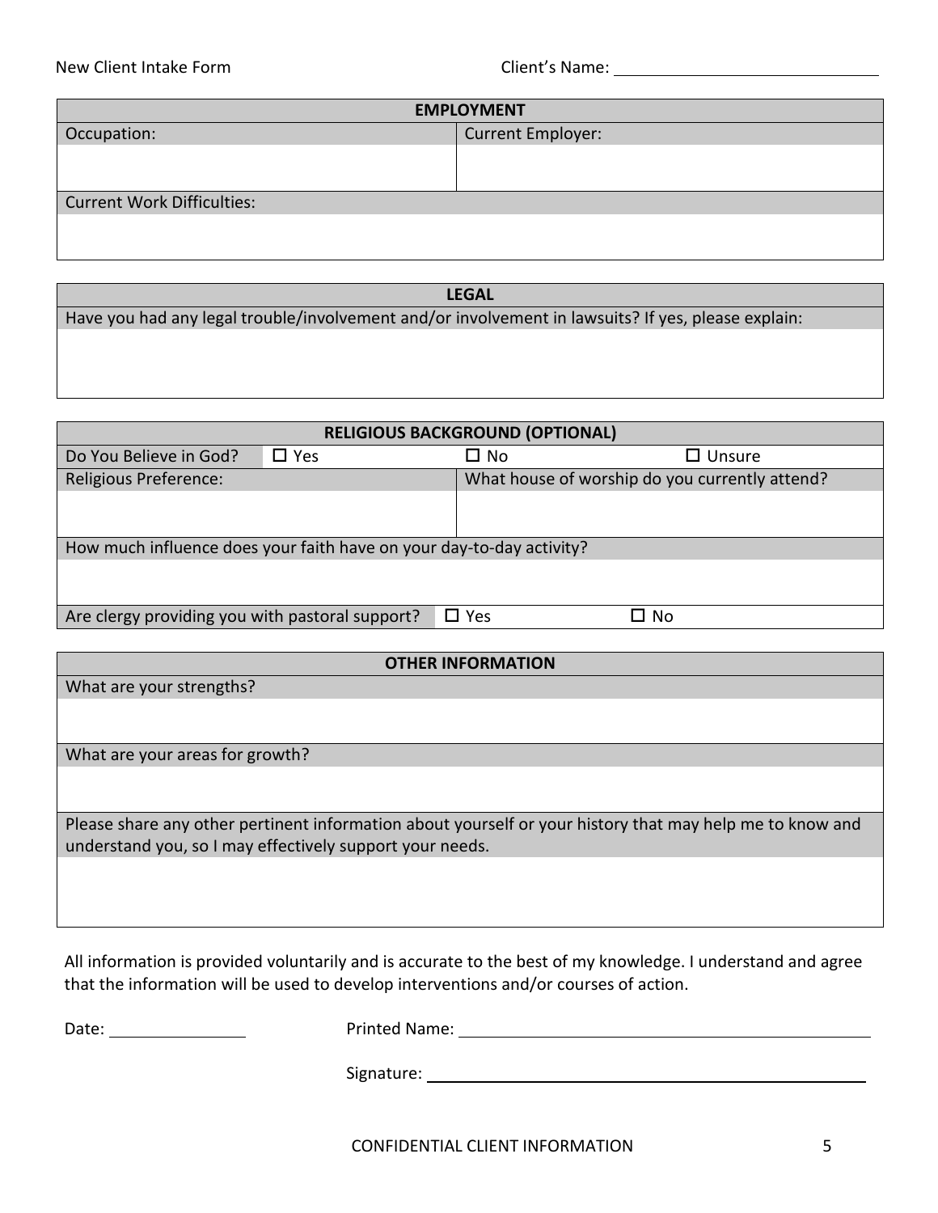New Client Intake Form

Client's Name: \_\_\_\_\_\_\_\_\_\_\_\_\_\_\_\_\_\_\_\_\_\_\_\_

| EMPLOYMENT | |
|---|---|
| Occupation: | Current Employer: |
| | |
| Current Work Difficulties: | |
| | |

| LEGAL |
|---|
| Have you had any legal trouble/involvement and/or involvement in lawsuits? If yes, please explain: |
| |

| RELIGIOUS BACKGROUND (OPTIONAL) | | | |
|---|---|---|---|
| Do You Believe in God? | ☐ Yes | ☐ No | ☐ Unsure |
| Religious Preference: | | What house of worship do you currently attend? | |
| | | | |
| How much influence does your faith have on your day-to-day activity? | | | |
| | | | |
| Are clergy providing you with pastoral support? | | ☐ Yes | ☐ No |

| OTHER INFORMATION |
|---|
| What are your strengths? |
| |
| What are your areas for growth? |
| |
| Please share any other pertinent information about yourself or your history that may help me to know and understand you, so I may effectively support your needs. |
| |

All information is provided voluntarily and is accurate to the best of my knowledge. I understand and agree that the information will be used to develop interventions and/or courses of action.

Date: \_\_\_\_\_\_\_\_\_\_\_\_

Printed Name: \_\_\_\_\_\_\_\_\_\_\_\_\_\_\_\_\_\_\_\_\_\_\_\_

Signature: \_\_\_\_\_\_\_\_\_\_\_\_\_\_\_\_\_\_\_\_\_\_\_\_

CONFIDENTIAL CLIENT INFORMATION